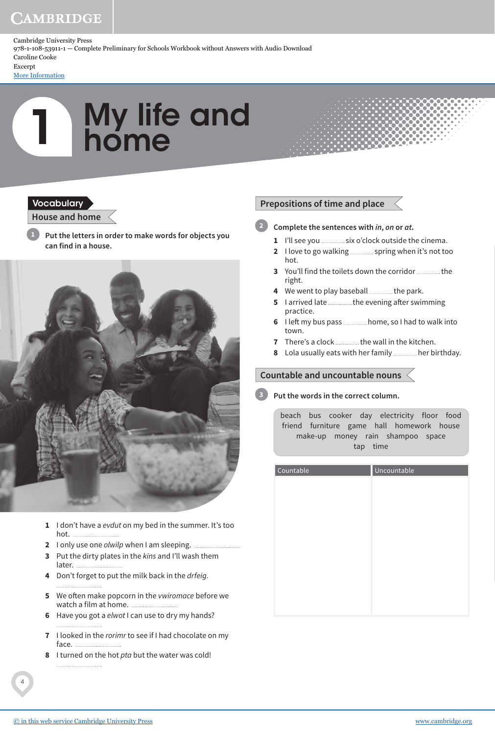Cambridge University Press
978-1-108-53911-1 — Complete Preliminary for Schools Workbook without Answers with Audio Download
Caroline Cooke
Excerpt
More Information

# 1 My life and home

## Vocabulary

### House and home

**1** **Put the letters in order to make words for objects you can find in a house.**

1. I don't have a *evdut* on my bed in the summer. It's too hot. ..............................
2. I only use one *olwilp* when I am sleeping. ..............................
3. Put the dirty plates in the *kins* and I'll wash them later. ..............................
4. Don't forget to put the milk back in the *drfeig*. ..............................
5. We often make popcorn in the *vwiromace* before we watch a film at home. ..............................
6. Have you got a *elwot* I can use to dry my hands? ..............................
7. I looked in the *rorimr* to see if I had chocolate on my face. ..............................
8. I turned on the hot *pta* but the water was cold! ..............................

## Prepositions of time and place

**2** **Complete the sentences with *in*, *on* or *at*.**

1. I'll see you .............. six o'clock outside the cinema.
2. I love to go walking .............. spring when it's not too hot.
3. You'll find the toilets down the corridor .............. the right.
4. We went to play baseball .............. the park.
5. I arrived late .............. the evening after swimming practice.
6. I left my bus pass .............. home, so I had to walk into town.
7. There's a clock .............. the wall in the kitchen.
8. Lola usually eats with her family .............. her birthday.

## Countable and uncountable nouns

**3** **Put the words in the correct column.**

beach bus cooker day electricity floor food friend furniture game hall homework house make-up money rain shampoo space tap time

| Countable | Uncountable |
| --- | --- |
| | |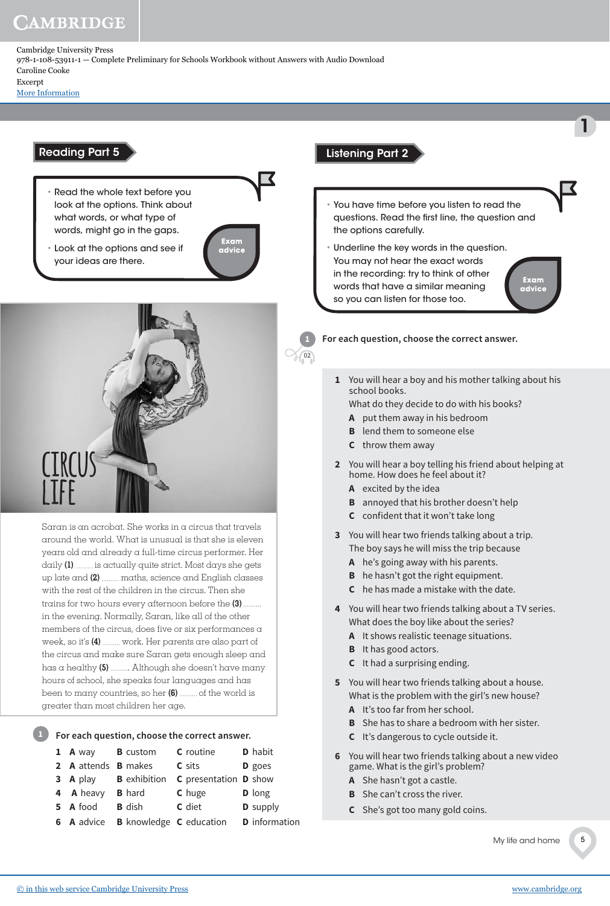Cambridge University Press
978-1-108-53911-1 — Complete Preliminary for Schools Workbook without Answers with Audio Download
Caroline Cooke
Excerpt
More Information

## Reading Part 5

**Exam advice**

- Read the whole text before you look at the options. Think about what words, or what type of words, might go in the gaps.
- Look at the options and see if your ideas are there.

### CIRCUS LIFE

Saran is an acrobat. She works in a circus that travels around the world. What is unusual is that she is eleven years old and already a full-time circus performer. Her daily **(1)** ......... is actually quite strict. Most days she gets up late and **(2)** ......... maths, science and English classes with the rest of the children in the circus. Then she trains for two hours every afternoon before the **(3)** ......... in the evening. Normally, Saran, like all of the other members of the circus, does five or six performances a week, so it's **(4)** ......... work. Her parents are also part of the circus and make sure Saran gets enough sleep and has a healthy **(5)** ......... . Although she doesn't have many hours of school, she speaks four languages and has been to many countries, so her **(6)** ......... of the world is greater than most children her age.

**1** For each question, choose the correct answer.

| | A | B | C | D |
|---|---|---|---|---|
| **1** | **A** way | **B** custom | **C** routine | **D** habit |
| **2** | **A** attends | **B** makes | **C** sits | **D** goes |
| **3** | **A** play | **B** exhibition | **C** presentation | **D** show |
| **4** | **A** heavy | **B** hard | **C** huge | **D** long |
| **5** | **A** food | **B** dish | **C** diet | **D** supply |
| **6** | **A** advice | **B** knowledge | **C** education | **D** information |

## Listening Part 2

**Exam advice**

- You have time before you listen to read the questions. Read the first line, the question and the options carefully.
- Underline the key words in the question. You may not hear the exact words in the recording: try to think of other words that have a similar meaning so you can listen for those too.

**1** For each question, choose the correct answer. (02)

**1** You will hear a boy and his mother talking about his school books.
What do they decide to do with his books?
- **A** put them away in his bedroom
- **B** lend them to someone else
- **C** throw them away

**2** You will hear a boy telling his friend about helping at home. How does he feel about it?
- **A** excited by the idea
- **B** annoyed that his brother doesn't help
- **C** confident that it won't take long

**3** You will hear two friends talking about a trip.
The boy says he will miss the trip because
- **A** he's going away with his parents.
- **B** he hasn't got the right equipment.
- **C** he has made a mistake with the date.

**4** You will hear two friends talking about a TV series.
What does the boy like about the series?
- **A** It shows realistic teenage situations.
- **B** It has good actors.
- **C** It had a surprising ending.

**5** You will hear two friends talking about a house.
What is the problem with the girl's new house?
- **A** It's too far from her school.
- **B** She has to share a bedroom with her sister.
- **C** It's dangerous to cycle outside it.

**6** You will hear two friends talking about a new video game. What is the girl's problem?
- **A** She hasn't got a castle.
- **B** She can't cross the river.
- **C** She's got too many gold coins.

My life and home

© in this web service Cambridge University Press www.cambridge.org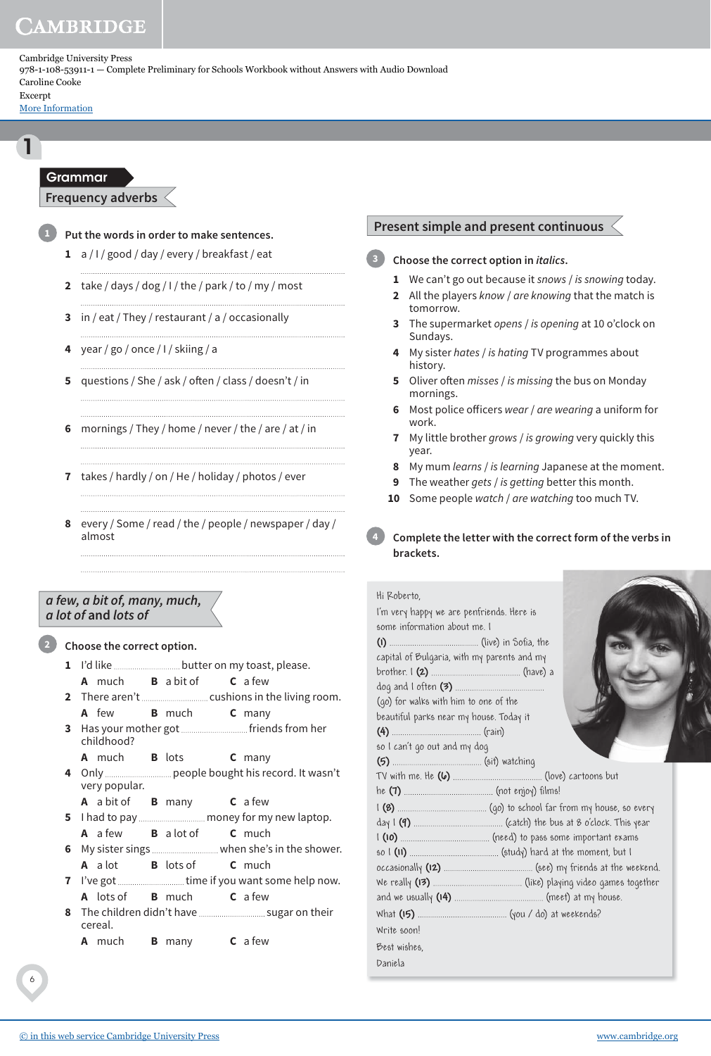Cambridge University Press
978-1-108-53911-1 — Complete Preliminary for Schools Workbook without Answers with Audio Download
Caroline Cooke
Excerpt
More Information

# 1

## Grammar

### Frequency adverbs

**1 Put the words in order to make sentences.**

1 a / I / good / day / every / breakfast / eat

..............................................................................

2 take / days / dog / I / the / park / to / my / most

..............................................................................

3 in / eat / They / restaurant / a / occasionally

..............................................................................

4 year / go / once / I / skiing / a

..............................................................................

5 questions / She / ask / often / class / doesn't / in

..............................................................................

..............................................................................

6 mornings / They / home / never / the / are / at / in

..............................................................................

..............................................................................

7 takes / hardly / on / He / holiday / photos / ever

..............................................................................

..............................................................................

8 every / Some / read / the / people / newspaper / day / almost

..............................................................................

..............................................................................

### *a few, a bit of, many, much, a lot of* and *lots of*

**2 Choose the correct option.**

1 I'd like .................... butter on my toast, please.
   A much  B a bit of  C a few
2 There aren't .................... cushions in the living room.
   A few  B much  C many
3 Has your mother got .................... friends from her childhood?
   A much  B lots  C many
4 Only .................... people bought his record. It wasn't very popular.
   A a bit of  B many  C a few
5 I had to pay .................... money for my new laptop.
   A a few  B a lot of  C much
6 My sister sings .................... when she's in the shower.
   A a lot  B lots of  C much
7 I've got .................... time if you want some help now.
   A lots of  B much  C a few
8 The children didn't have .................... sugar on their cereal.
   A much  B many  C a few

### Present simple and present continuous

**3 Choose the correct option in *italics*.**

1 We can't go out because it *snows* / *is snowing* today.
2 All the players *know* / *are knowing* that the match is tomorrow.
3 The supermarket *opens* / *is opening* at 10 o'clock on Sundays.
4 My sister *hates* / *is hating* TV programmes about history.
5 Oliver often *misses* / *is missing* the bus on Monday mornings.
6 Most police officers *wear* / *are wearing* a uniform for work.
7 My little brother *grows* / *is growing* very quickly this year.
8 My mum *learns* / *is learning* Japanese at the moment.
9 The weather *gets* / *is getting* better this month.
10 Some people *watch* / *are watching* too much TV.

**4 Complete the letter with the correct form of the verbs in brackets.**

Hi Roberto,

I'm very happy we are penfriends. Here is some information about me. I **(1)** .................... (live) in Sofia, the capital of Bulgaria, with my parents and my brother. I **(2)** .................... (have) a dog and I often **(3)** .................... (go) for walks with him to one of the beautiful parks near my house. Today it **(4)** .................... (rain) so I can't go out and my dog **(5)** .................... (sit) watching TV with me. He **(6)** .................... (love) cartoons but he **(7)** .................... (not enjoy) films!

I **(8)** .................... (go) to school far from my house, so every day I **(9)** .................... (catch) the bus at 8 o'clock. This year I **(10)** .................... (need) to pass some important exams so I **(11)** .................... (study) hard at the moment, but I occasionally **(12)** .................... (see) my friends at the weekend. We really **(13)** .................... (like) playing video games together and we usually **(14)** .................... (meet) at my house.

What **(15)** .................... (you / do) at weekends?

Write soon!

Best wishes,

Daniela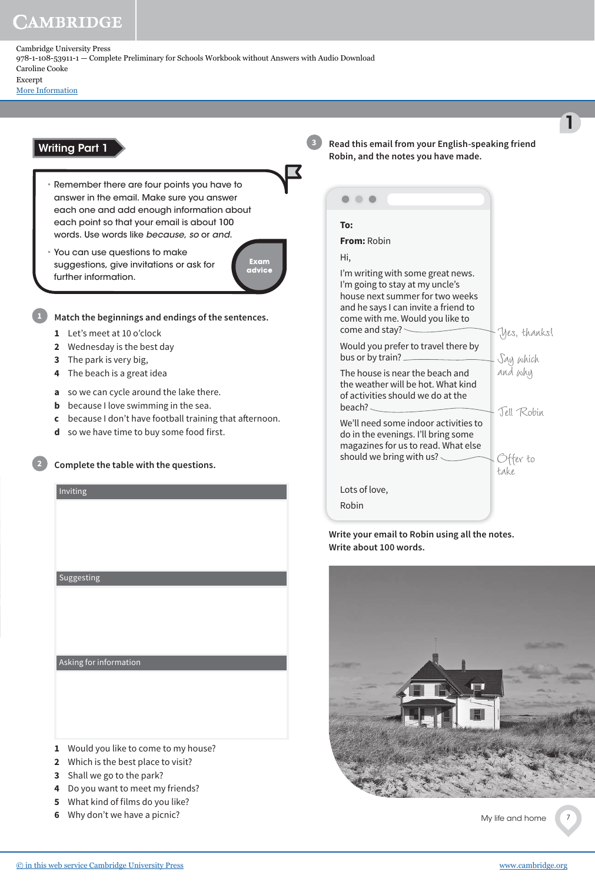## Writing Part 1

**Exam advice**

- Remember there are four points you have to answer in the email. Make sure you answer each one and add enough information about each point so that your email is about 100 words. Use words like *because*, *so* or *and*.
- You can use questions to make suggestions, give invitations or ask for further information.

**1** **Match the beginnings and endings of the sentences.**

1. Let's meet at 10 o'clock
2. Wednesday is the best day
3. The park is very big,
4. The beach is a great idea

a. so we can cycle around the lake there.
b. because I love swimming in the sea.
c. because I don't have football training that afternoon.
d. so we have time to buy some food first.

**2** **Complete the table with the questions.**

| |
|---|
| Inviting |
| |
| Suggesting |
| |
| Asking for information |
| |

1. Would you like to come to my house?
2. Which is the best place to visit?
3. Shall we go to the park?
4. Do you want to meet my friends?
5. What kind of films do you like?
6. Why don't we have a picnic?

**3** **Read this email from your English-speaking friend Robin, and the notes you have made.**

**To:**
**From:** Robin

Hi,

I'm writing with some great news. I'm going to stay at my uncle's house next summer for two weeks and he says I can invite a friend to come with me. Would you like to come and stay? — *Yes, thanks!*

Would you prefer to travel there by bus or by train? — *Say which and why*

The house is near the beach and the weather will be hot. What kind of activities should we do at the beach? — *Tell Robin*

We'll need some indoor activities to do in the evenings. I'll bring some magazines for us to read. What else should we bring with us? — *Offer to take*

Lots of love,

Robin

**Write your email to Robin using all the notes.**
**Write about 100 words.**